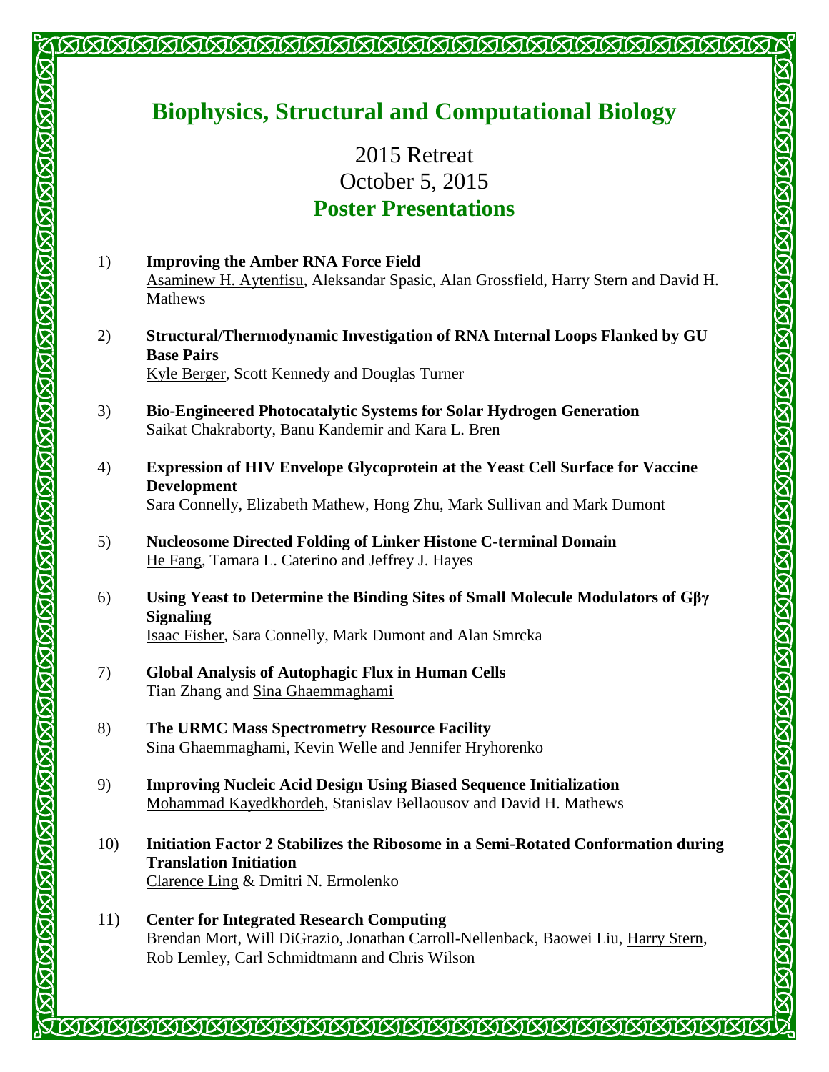# Biophysics, Structural and Computational Biology

## 2015 Retreat
## October 5, 2015
## Poster Presentations

1) **Improving the Amber RNA Force Field**
   Asaminew H. Aytenfisu, Aleksandar Spasic, Alan Grossfield, Harry Stern and David H. Mathews

2) **Structural/Thermodynamic Investigation of RNA Internal Loops Flanked by GU Base Pairs**
   Kyle Berger, Scott Kennedy and Douglas Turner

3) **Bio-Engineered Photocatalytic Systems for Solar Hydrogen Generation**
   Saikat Chakraborty, Banu Kandemir and Kara L. Bren

4) **Expression of HIV Envelope Glycoprotein at the Yeast Cell Surface for Vaccine Development**
   Sara Connelly, Elizabeth Mathew, Hong Zhu, Mark Sullivan and Mark Dumont

5) **Nucleosome Directed Folding of Linker Histone C-terminal Domain**
   He Fang, Tamara L. Caterino and Jeffrey J. Hayes

6) **Using Yeast to Determine the Binding Sites of Small Molecule Modulators of Gβγ Signaling**
   Isaac Fisher, Sara Connelly, Mark Dumont and Alan Smrcka

7) **Global Analysis of Autophagic Flux in Human Cells**
   Tian Zhang and Sina Ghaemmaghami

8) **The URMC Mass Spectrometry Resource Facility**
   Sina Ghaemmaghami, Kevin Welle and Jennifer Hryhorenko

9) **Improving Nucleic Acid Design Using Biased Sequence Initialization**
   Mohammad Kayedkhordeh, Stanislav Bellaousov and David H. Mathews

10) **Initiation Factor 2 Stabilizes the Ribosome in a Semi-Rotated Conformation during Translation Initiation**
    Clarence Ling & Dmitri N. Ermolenko

11) **Center for Integrated Research Computing**
    Brendan Mort, Will DiGrazio, Jonathan Carroll-Nellenback, Baowei Liu, Harry Stern, Rob Lemley, Carl Schmidtmann and Chris Wilson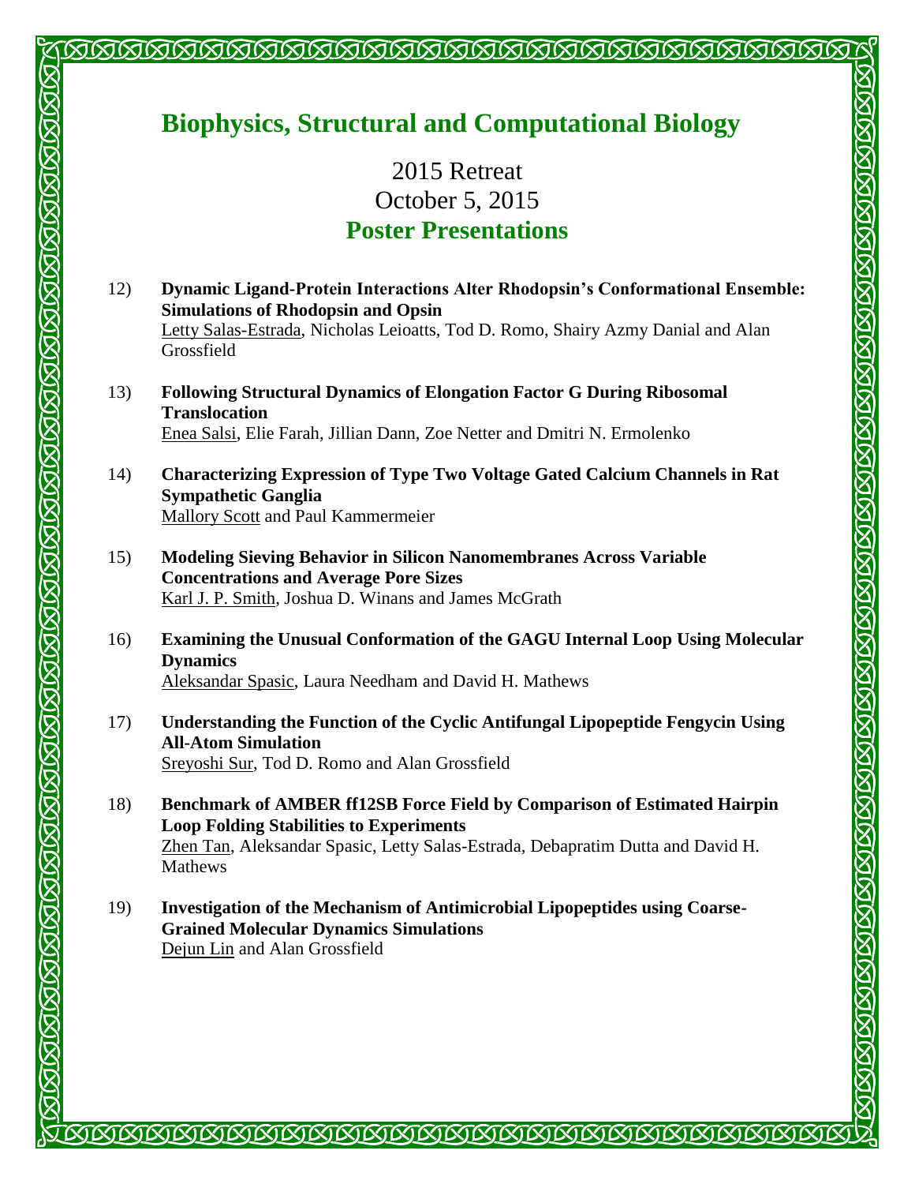# Biophysics, Structural and Computational Biology

2015 Retreat
October 5, 2015
**Poster Presentations**

12) **Dynamic Ligand-Protein Interactions Alter Rhodopsin's Conformational Ensemble: Simulations of Rhodopsin and Opsin**
Letty Salas-Estrada, Nicholas Leioatts, Tod D. Romo, Shairy Azmy Danial and Alan Grossfield

13) **Following Structural Dynamics of Elongation Factor G During Ribosomal Translocation**
Enea Salsi, Elie Farah, Jillian Dann, Zoe Netter and Dmitri N. Ermolenko

14) **Characterizing Expression of Type Two Voltage Gated Calcium Channels in Rat Sympathetic Ganglia**
Mallory Scott and Paul Kammermeier

15) **Modeling Sieving Behavior in Silicon Nanomembranes Across Variable Concentrations and Average Pore Sizes**
Karl J. P. Smith, Joshua D. Winans and James McGrath

16) **Examining the Unusual Conformation of the GAGU Internal Loop Using Molecular Dynamics**
Aleksandar Spasic, Laura Needham and David H. Mathews

17) **Understanding the Function of the Cyclic Antifungal Lipopeptide Fengycin Using All-Atom Simulation**
Sreyoshi Sur, Tod D. Romo and Alan Grossfield

18) **Benchmark of AMBER ff12SB Force Field by Comparison of Estimated Hairpin Loop Folding Stabilities to Experiments**
Zhen Tan, Aleksandar Spasic, Letty Salas-Estrada, Debapratim Dutta and David H. Mathews

19) **Investigation of the Mechanism of Antimicrobial Lipopeptides using Coarse-Grained Molecular Dynamics Simulations**
Dejun Lin and Alan Grossfield